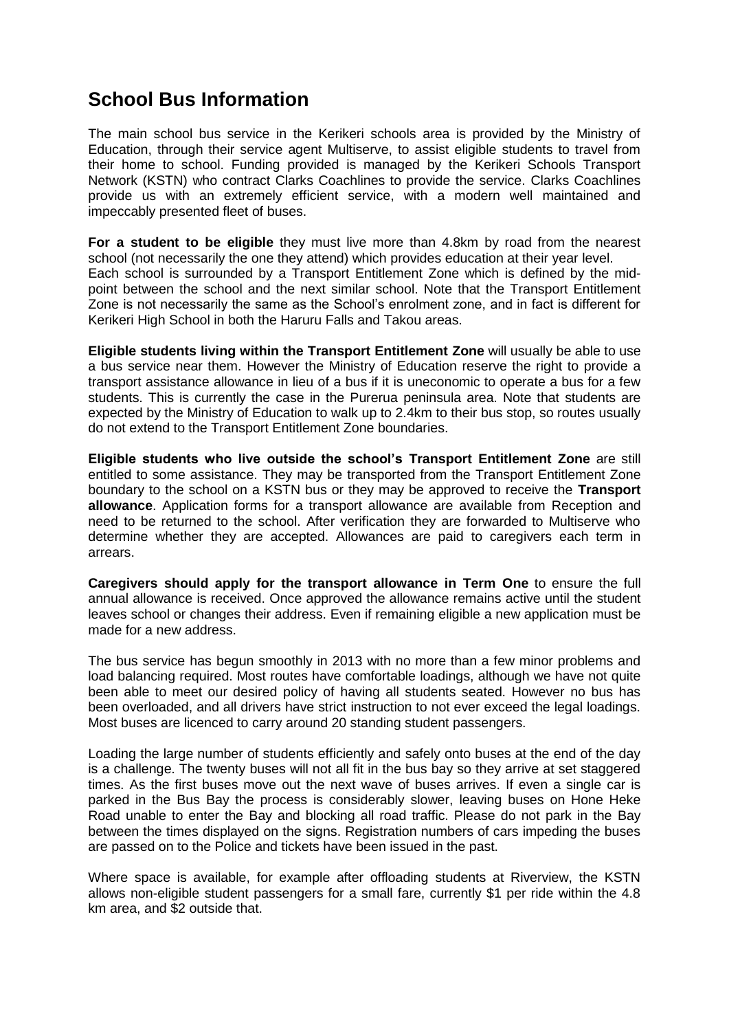## School Bus Information

The main school bus service in the Kerikeri schools area is provided by the Ministry of Education, through their service agent Multiserve, to assist eligible students to travel from their home to school. Funding provided is managed by the Kerikeri Schools Transport Network (KSTN) who contract Clarks Coachlines to provide the service. Clarks Coachlines provide us with an extremely efficient service, with a modern well maintained and impeccably presented fleet of buses.

**For a student to be eligible** they must live more than 4.8km by road from the nearest school (not necessarily the one they attend) which provides education at their year level. Each school is surrounded by a Transport Entitlement Zone which is defined by the mid-point between the school and the next similar school. Note that the Transport Entitlement Zone is not necessarily the same as the School's enrolment zone, and in fact is different for Kerikeri High School in both the Haruru Falls and Takou areas.

**Eligible students living within the Transport Entitlement Zone** will usually be able to use a bus service near them. However the Ministry of Education reserve the right to provide a transport assistance allowance in lieu of a bus if it is uneconomic to operate a bus for a few students. This is currently the case in the Purerua peninsula area. Note that students are expected by the Ministry of Education to walk up to 2.4km to their bus stop, so routes usually do not extend to the Transport Entitlement Zone boundaries.

**Eligible students who live outside the school's Transport Entitlement Zone** are still entitled to some assistance. They may be transported from the Transport Entitlement Zone boundary to the school on a KSTN bus or they may be approved to receive the **Transport allowance**. Application forms for a transport allowance are available from Reception and need to be returned to the school. After verification they are forwarded to Multiserve who determine whether they are accepted. Allowances are paid to caregivers each term in arrears.

**Caregivers should apply for the transport allowance in Term One** to ensure the full annual allowance is received. Once approved the allowance remains active until the student leaves school or changes their address. Even if remaining eligible a new application must be made for a new address.

The bus service has begun smoothly in 2013 with no more than a few minor problems and load balancing required. Most routes have comfortable loadings, although we have not quite been able to meet our desired policy of having all students seated. However no bus has been overloaded, and all drivers have strict instruction to not ever exceed the legal loadings. Most buses are licenced to carry around 20 standing student passengers.

Loading the large number of students efficiently and safely onto buses at the end of the day is a challenge. The twenty buses will not all fit in the bus bay so they arrive at set staggered times. As the first buses move out the next wave of buses arrives. If even a single car is parked in the Bus Bay the process is considerably slower, leaving buses on Hone Heke Road unable to enter the Bay and blocking all road traffic. Please do not park in the Bay between the times displayed on the signs. Registration numbers of cars impeding the buses are passed on to the Police and tickets have been issued in the past.

Where space is available, for example after offloading students at Riverview, the KSTN allows non-eligible student passengers for a small fare, currently $1 per ride within the 4.8 km area, and $2 outside that.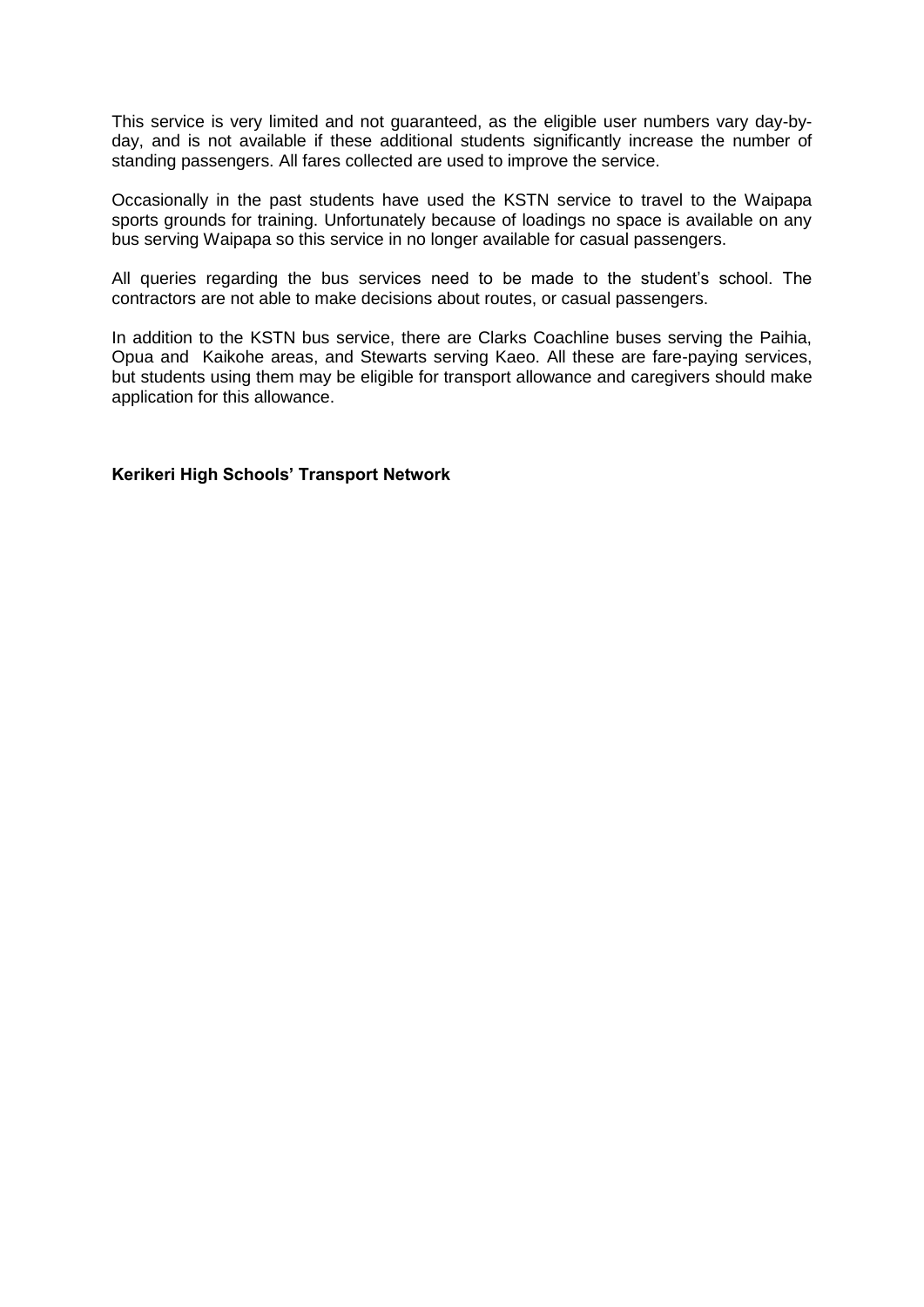This service is very limited and not guaranteed, as the eligible user numbers vary day-by-day, and is not available if these additional students significantly increase the number of standing passengers. All fares collected are used to improve the service.

Occasionally in the past students have used the KSTN service to travel to the Waipapa sports grounds for training. Unfortunately because of loadings no space is available on any bus serving Waipapa so this service in no longer available for casual passengers.

All queries regarding the bus services need to be made to the student's school. The contractors are not able to make decisions about routes, or casual passengers.

In addition to the KSTN bus service, there are Clarks Coachline buses serving the Paihia, Opua and Kaikohe areas, and Stewarts serving Kaeo. All these are fare-paying services, but students using them may be eligible for transport allowance and caregivers should make application for this allowance.

**Kerikeri High Schools' Transport Network**